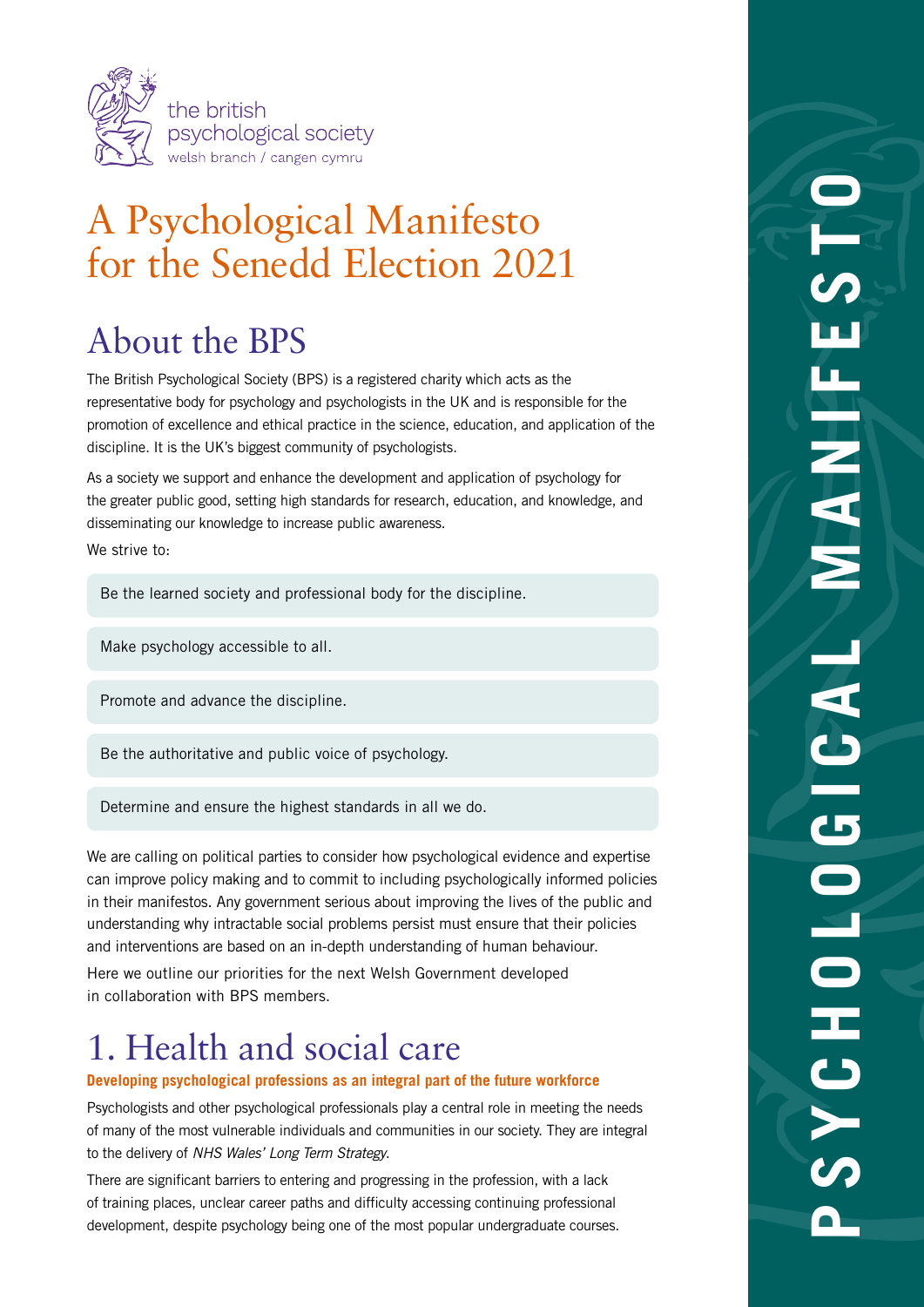the british psychological society
welsh branch / cangen cymru

# A Psychological Manifesto for the Senedd Election 2021

## About the BPS

The British Psychological Society (BPS) is a registered charity which acts as the representative body for psychology and psychologists in the UK and is responsible for the promotion of excellence and ethical practice in the science, education, and application of the discipline. It is the UK's biggest community of psychologists.

As a society we support and enhance the development and application of psychology for the greater public good, setting high standards for research, education, and knowledge, and disseminating our knowledge to increase public awareness.

We strive to:

- Be the learned society and professional body for the discipline.
- Make psychology accessible to all.
- Promote and advance the discipline.
- Be the authoritative and public voice of psychology.
- Determine and ensure the highest standards in all we do.

We are calling on political parties to consider how psychological evidence and expertise can improve policy making and to commit to including psychologically informed policies in their manifestos. Any government serious about improving the lives of the public and understanding why intractable social problems persist must ensure that their policies and interventions are based on an in-depth understanding of human behaviour.

Here we outline our priorities for the next Welsh Government developed in collaboration with BPS members.

## 1. Health and social care

**Developing psychological professions as an integral part of the future workforce**

Psychologists and other psychological professionals play a central role in meeting the needs of many of the most vulnerable individuals and communities in our society. They are integral to the delivery of *NHS Wales' Long Term Strategy*.

There are significant barriers to entering and progressing in the profession, with a lack of training places, unclear career paths and difficulty accessing continuing professional development, despite psychology being one of the most popular undergraduate courses.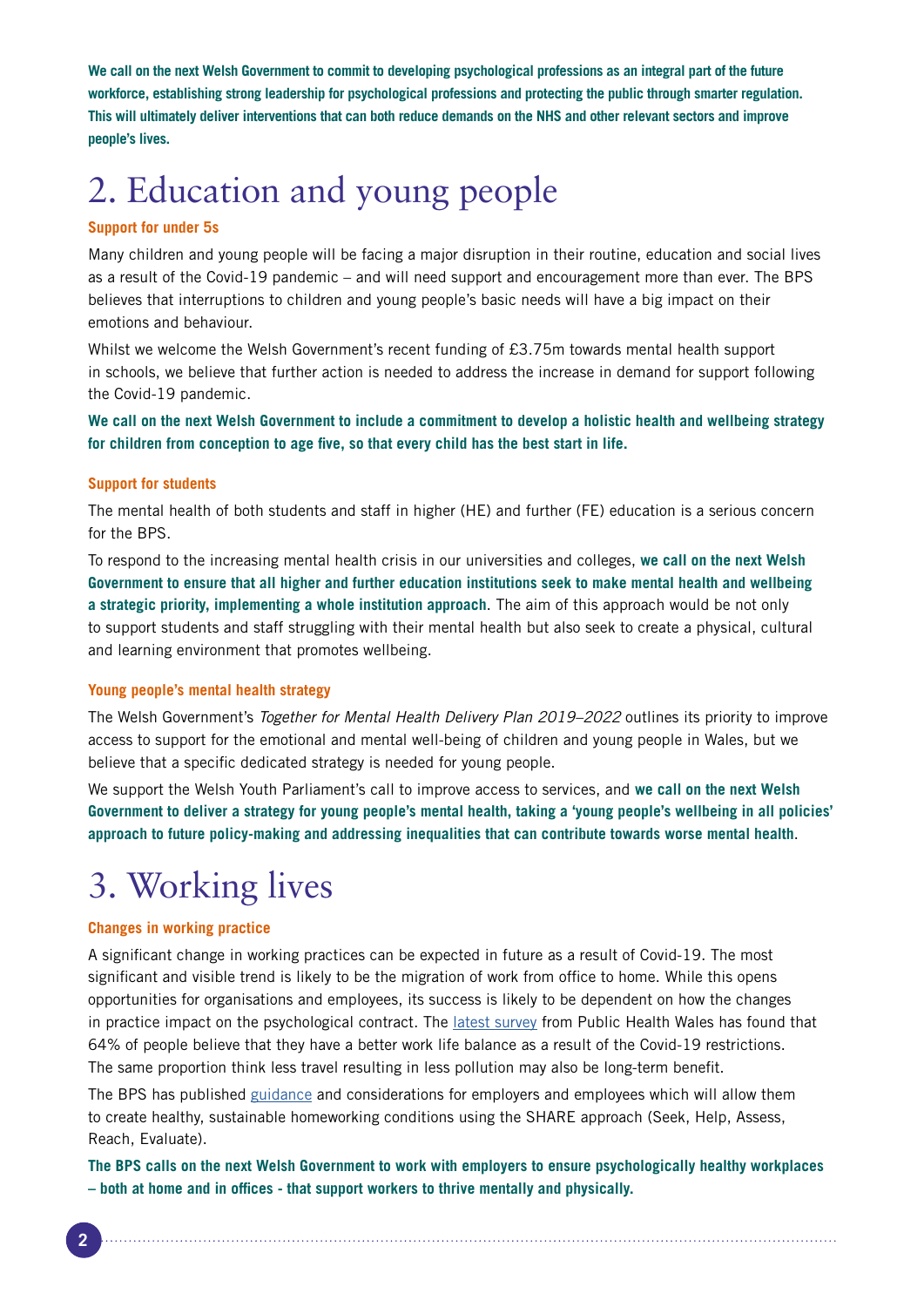**We call on the next Welsh Government to commit to developing psychological professions as an integral part of the future workforce, establishing strong leadership for psychological professions and protecting the public through smarter regulation. This will ultimately deliver interventions that can both reduce demands on the NHS and other relevant sectors and improve people's lives.**

# 2. Education and young people

### Support for under 5s

Many children and young people will be facing a major disruption in their routine, education and social lives as a result of the Covid-19 pandemic – and will need support and encouragement more than ever. The BPS believes that interruptions to children and young people's basic needs will have a big impact on their emotions and behaviour.

Whilst we welcome the Welsh Government's recent funding of £3.75m towards mental health support in schools, we believe that further action is needed to address the increase in demand for support following the Covid-19 pandemic.

**We call on the next Welsh Government to include a commitment to develop a holistic health and wellbeing strategy for children from conception to age five, so that every child has the best start in life.**

### Support for students

The mental health of both students and staff in higher (HE) and further (FE) education is a serious concern for the BPS.

To respond to the increasing mental health crisis in our universities and colleges, **we call on the next Welsh Government to ensure that all higher and further education institutions seek to make mental health and wellbeing a strategic priority, implementing a whole institution approach**. The aim of this approach would be not only to support students and staff struggling with their mental health but also seek to create a physical, cultural and learning environment that promotes wellbeing.

### Young people's mental health strategy

The Welsh Government's *Together for Mental Health Delivery Plan 2019–2022* outlines its priority to improve access to support for the emotional and mental well-being of children and young people in Wales, but we believe that a specific dedicated strategy is needed for young people.

We support the Welsh Youth Parliament's call to improve access to services, and **we call on the next Welsh Government to deliver a strategy for young people's mental health, taking a 'young people's wellbeing in all policies' approach to future policy-making and addressing inequalities that can contribute towards worse mental health**.

# 3. Working lives

### Changes in working practice

A significant change in working practices can be expected in future as a result of Covid-19. The most significant and visible trend is likely to be the migration of work from office to home. While this opens opportunities for organisations and employees, its success is likely to be dependent on how the changes in practice impact on the psychological contract. The latest survey from Public Health Wales has found that 64% of people believe that they have a better work life balance as a result of the Covid-19 restrictions. The same proportion think less travel resulting in less pollution may also be long-term benefit.

The BPS has published guidance and considerations for employers and employees which will allow them to create healthy, sustainable homeworking conditions using the SHARE approach (Seek, Help, Assess, Reach, Evaluate).

**The BPS calls on the next Welsh Government to work with employers to ensure psychologically healthy workplaces – both at home and in offices - that support workers to thrive mentally and physically.**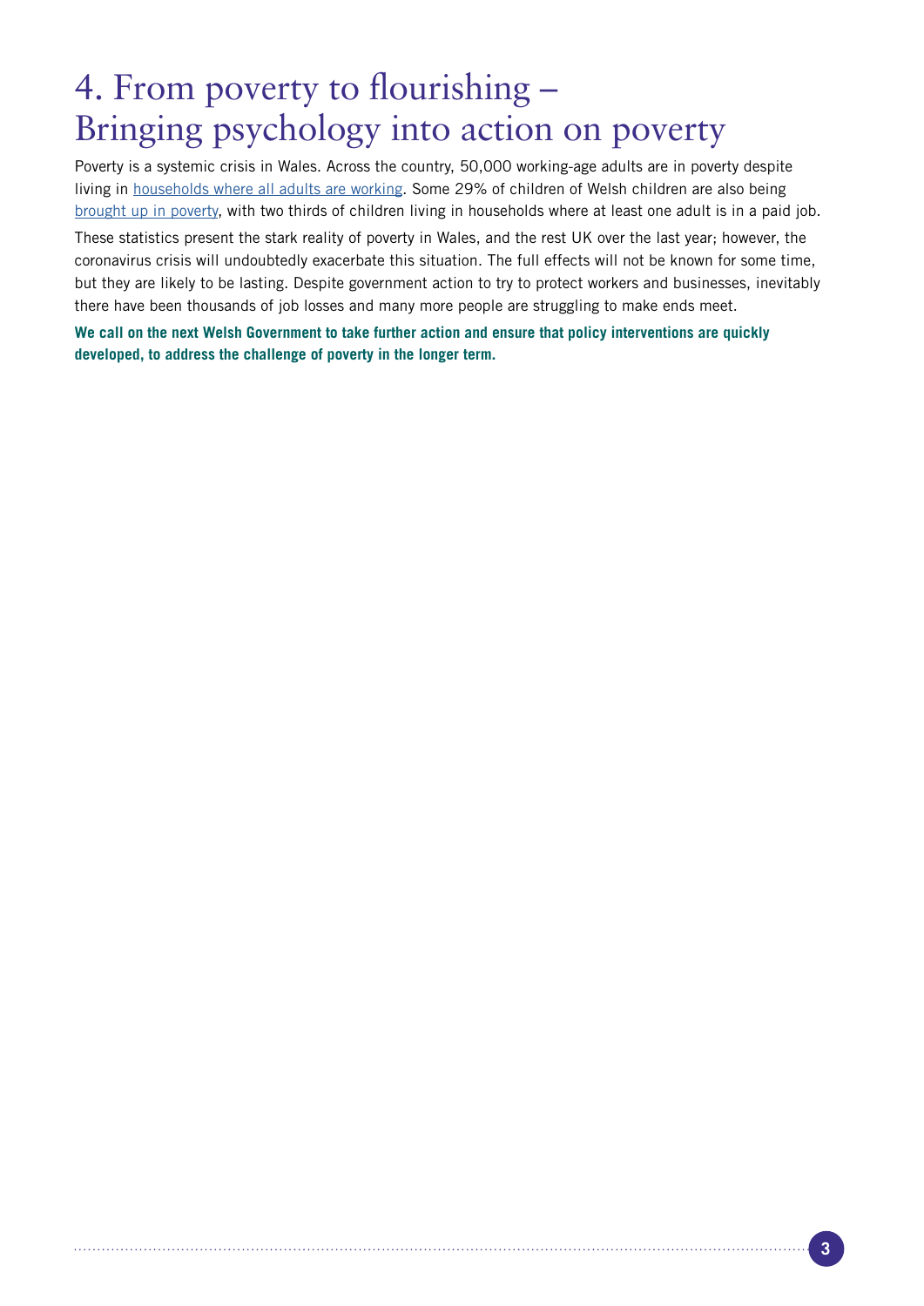# 4. From poverty to flourishing – Bringing psychology into action on poverty

Poverty is a systemic crisis in Wales. Across the country, 50,000 working-age adults are in poverty despite living in households where all adults are working. Some 29% of children of Welsh children are also being brought up in poverty, with two thirds of children living in households where at least one adult is in a paid job.

These statistics present the stark reality of poverty in Wales, and the rest UK over the last year; however, the coronavirus crisis will undoubtedly exacerbate this situation. The full effects will not be known for some time, but they are likely to be lasting. Despite government action to try to protect workers and businesses, inevitably there have been thousands of job losses and many more people are struggling to make ends meet.

**We call on the next Welsh Government to take further action and ensure that policy interventions are quickly developed, to address the challenge of poverty in the longer term.**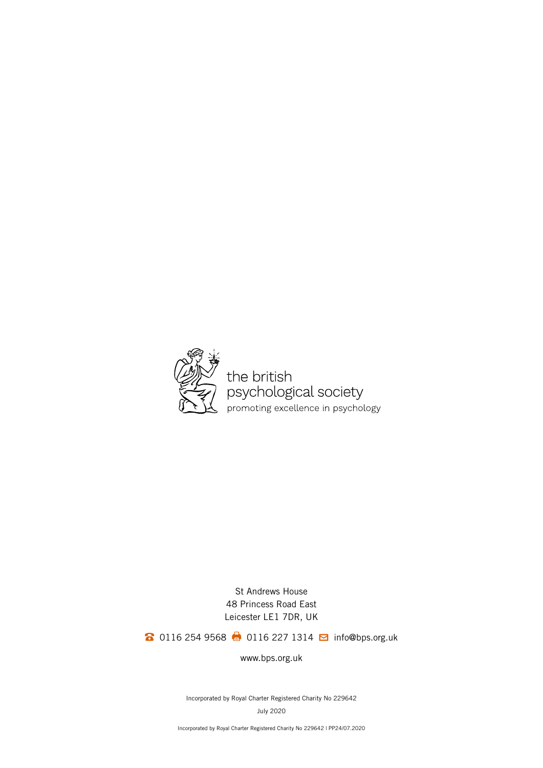the british psychological society

promoting excellence in psychology

St Andrews House
48 Princess Road East
Leicester LE1 7DR, UK

0116 254 9568   0116 227 1314   info@bps.org.uk

www.bps.org.uk

Incorporated by Royal Charter Registered Charity No 229642

July 2020

Incorporated by Royal Charter Registered Charity No 229642 | PP24/07.2020